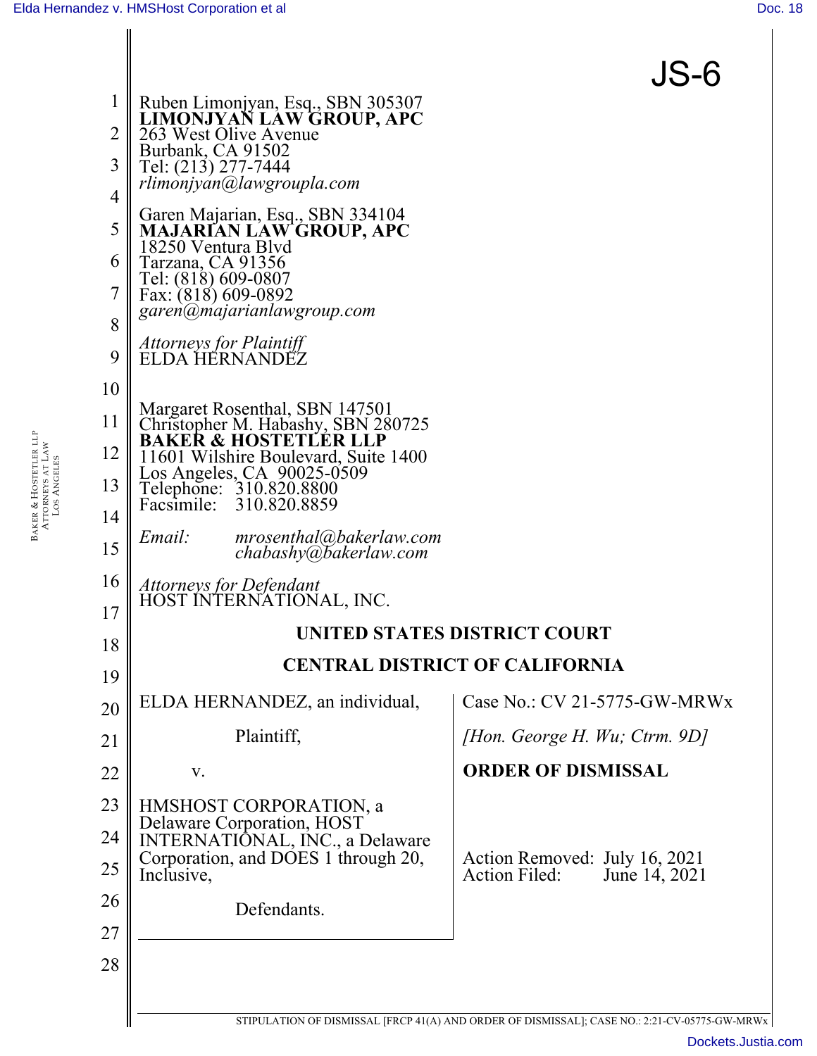JS-6

Ruben Limonjyan, Esq., SBN 305307
**LIMONJYAN LAW GROUP, APC**
263 West Olive Avenue
Burbank, CA 91502
Tel: (213) 277-7444
*rlimonjyan@lawgroupla.com*

Garen Majarian, Esq., SBN 334104
**MAJARIAN LAW GROUP, APC**
18250 Ventura Blvd
Tarzana, CA 91356
Tel: (818) 609-0807
Fax: (818) 609-0892
*garen@majarianlawgroup.com*

*Attorneys for Plaintiff*
ELDA HERNANDEZ

Margaret Rosenthal, SBN 147501
Christopher M. Habashy, SBN 280725
**BAKER & HOSTETLER LLP**
11601 Wilshire Boulevard, Suite 1400
Los Angeles, CA 90025-0509
Telephone: 310.820.8800
Facsimile: 310.820.8859

*Email:* *mrosenthal@bakerlaw.com*
*chabashy@bakerlaw.com*

*Attorneys for Defendant*
HOST INTERNATIONAL, INC.

**UNITED STATES DISTRICT COURT**

**CENTRAL DISTRICT OF CALIFORNIA**

ELDA HERNANDEZ, an individual,

Plaintiff,

v.

HMSHOST CORPORATION, a Delaware Corporation, HOST INTERNATIONAL, INC., a Delaware Corporation, and DOES 1 through 20, Inclusive,

Defendants.

Case No.: CV 21-5775-GW-MRWx

*[Hon. George H. Wu; Ctrm. 9D]*

**ORDER OF DISMISSAL**

Action Removed: July 16, 2021
Action Filed: June 14, 2021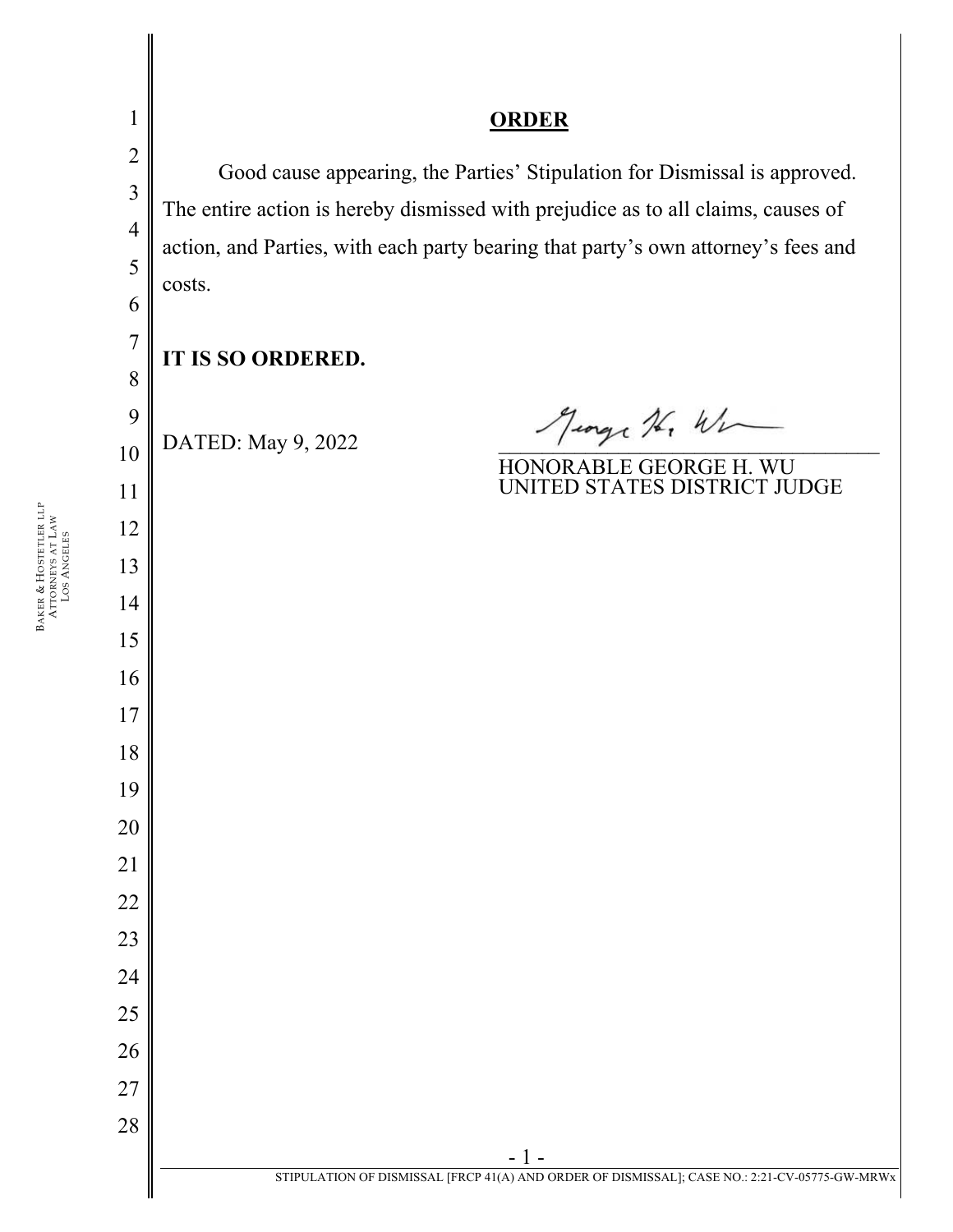# ORDER

Good cause appearing, the Parties' Stipulation for Dismissal is approved. The entire action is hereby dismissed with prejudice as to all claims, causes of action, and Parties, with each party bearing that party's own attorney's fees and costs.

**IT IS SO ORDERED.**

DATED: May 9, 2022

HONORABLE GEORGE H. WU
UNITED STATES DISTRICT JUDGE